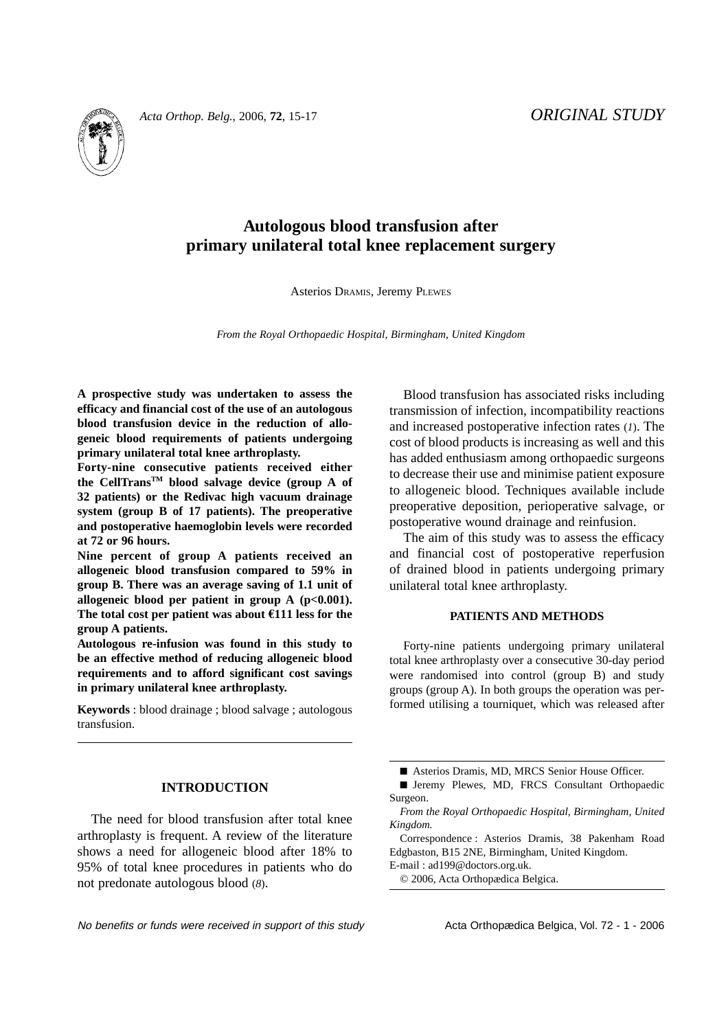*ORIGINAL STUDY*

# Autologous blood transfusion after primary unilateral total knee replacement surgery

Asterios DRAMIS, Jeremy PLEWES

*From the Royal Orthopaedic Hospital, Birmingham, United Kingdom*

**A prospective study was undertaken to assess the efficacy and financial cost of the use of an autologous blood transfusion device in the reduction of allogeneic blood requirements of patients undergoing primary unilateral total knee arthroplasty.**

**Forty-nine consecutive patients received either the CellTrans$^{TM}$ blood salvage device (group A of 32 patients) or the Redivac high vacuum drainage system (group B of 17 patients). The preoperative and postoperative haemoglobin levels were recorded at 72 or 96 hours.**

**Nine percent of group A patients received an allogeneic blood transfusion compared to 59% in group B. There was an average saving of 1.1 unit of allogeneic blood per patient in group A ($p<0.001$). The total cost per patient was about €111 less for the group A patients.**

**Autologous re-infusion was found in this study to be an effective method of reducing allogeneic blood requirements and to afford significant cost savings in primary unilateral knee arthroplasty.**

**Keywords** : blood drainage ; blood salvage ; autologous transfusion.

## INTRODUCTION

The need for blood transfusion after total knee arthroplasty is frequent. A review of the literature shows a need for allogeneic blood after 18% to 95% of total knee procedures in patients who do not predonate autologous blood (*8*).

Blood transfusion has associated risks including transmission of infection, incompatibility reactions and increased postoperative infection rates (*1*). The cost of blood products is increasing as well and this has added enthusiasm among orthopaedic surgeons to decrease their use and minimise patient exposure to allogeneic blood. Techniques available include preoperative deposition, perioperative salvage, or postoperative wound drainage and reinfusion.

The aim of this study was to assess the efficacy and financial cost of postoperative reperfusion of drained blood in patients undergoing primary unilateral total knee arthroplasty.

## PATIENTS AND METHODS

Forty-nine patients undergoing primary unilateral total knee arthroplasty over a consecutive 30-day period were randomised into control (group B) and study groups (group A). In both groups the operation was performed utilising a tourniquet, which was released after

■ Asterios Dramis, MD, MRCS Senior House Officer.

■ Jeremy Plewes, MD, FRCS Consultant Orthopaedic Surgeon.

*From the Royal Orthopaedic Hospital, Birmingham, United Kingdom.*

Correspondence : Asterios Dramis, 38 Pakenham Road Edgbaston, B15 2NE, Birmingham, United Kingdom.
E-mail : ad199@doctors.org.uk.

© 2006, Acta Orthopædica Belgica.

*No benefits or funds were received in support of this study*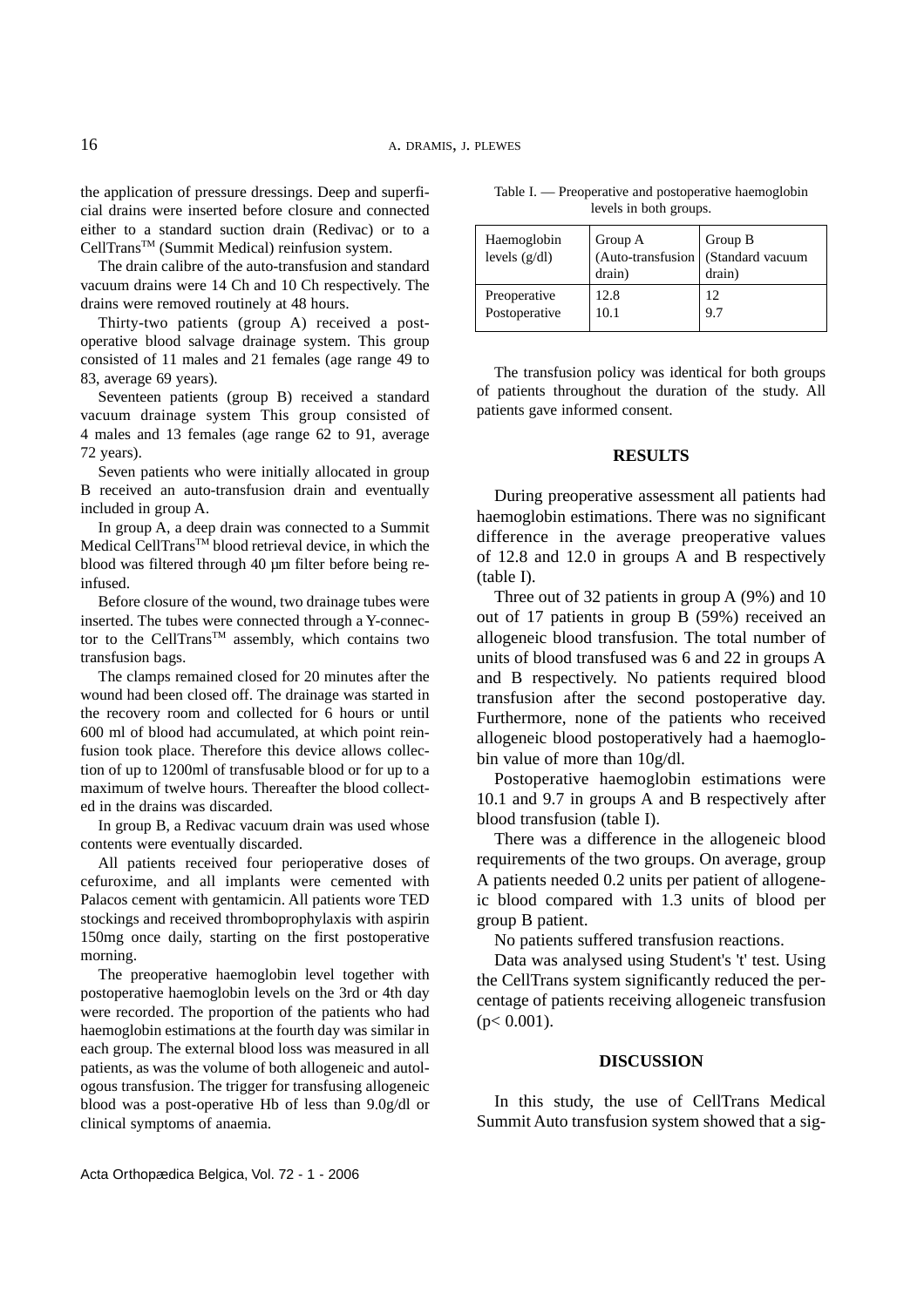the application of pressure dressings. Deep and superficial drains were inserted before closure and connected either to a standard suction drain (Redivac) or to a CellTrans™ (Summit Medical) reinfusion system.

The drain calibre of the auto-transfusion and standard vacuum drains were 14 Ch and 10 Ch respectively. The drains were removed routinely at 48 hours.

Thirty-two patients (group A) received a post-operative blood salvage drainage system. This group consisted of 11 males and 21 females (age range 49 to 83, average 69 years).

Seventeen patients (group B) received a standard vacuum drainage system This group consisted of 4 males and 13 females (age range 62 to 91, average 72 years).

Seven patients who were initially allocated in group B received an auto-transfusion drain and eventually included in group A.

In group A, a deep drain was connected to a Summit Medical CellTrans™ blood retrieval device, in which the blood was filtered through 40 µm filter before being re-infused.

Before closure of the wound, two drainage tubes were inserted. The tubes were connected through a Y-connector to the CellTrans™ assembly, which contains two transfusion bags.

The clamps remained closed for 20 minutes after the wound had been closed off. The drainage was started in the recovery room and collected for 6 hours or until 600 ml of blood had accumulated, at which point reinfusion took place. Therefore this device allows collection of up to 1200ml of transfusable blood or for up to a maximum of twelve hours. Thereafter the blood collected in the drains was discarded.

In group B, a Redivac vacuum drain was used whose contents were eventually discarded.

All patients received four perioperative doses of cefuroxime, and all implants were cemented with Palacos cement with gentamicin. All patients wore TED stockings and received thromboprophylaxis with aspirin 150mg once daily, starting on the first postoperative morning.

The preoperative haemoglobin level together with postoperative haemoglobin levels on the 3rd or 4th day were recorded. The proportion of the patients who had haemoglobin estimations at the fourth day was similar in each group. The external blood loss was measured in all patients, as was the volume of both allogeneic and autologous transfusion. The trigger for transfusing allogeneic blood was a post-operative Hb of less than 9.0g/dl or clinical symptoms of anaemia.

Table I. — Preoperative and postoperative haemoglobin levels in both groups.

| Haemoglobin levels (g/dl) | Group A (Auto-transfusion drain) | Group B (Standard vacuum drain) |
|---|---|---|
| Preoperative | 12.8 | 12 |
| Postoperative | 10.1 | 9.7 |

The transfusion policy was identical for both groups of patients throughout the duration of the study. All patients gave informed consent.

## RESULTS

During preoperative assessment all patients had haemoglobin estimations. There was no significant difference in the average preoperative values of 12.8 and 12.0 in groups A and B respectively (table I).

Three out of 32 patients in group A (9%) and 10 out of 17 patients in group B (59%) received an allogeneic blood transfusion. The total number of units of blood transfused was 6 and 22 in groups A and B respectively. No patients required blood transfusion after the second postoperative day. Furthermore, none of the patients who received allogeneic blood postoperatively had a haemoglobin value of more than 10g/dl.

Postoperative haemoglobin estimations were 10.1 and 9.7 in groups A and B respectively after blood transfusion (table I).

There was a difference in the allogeneic blood requirements of the two groups. On average, group A patients needed 0.2 units per patient of allogeneic blood compared with 1.3 units of blood per group B patient.

No patients suffered transfusion reactions.

Data was analysed using Student's 't' test. Using the CellTrans system significantly reduced the percentage of patients receiving allogeneic transfusion ($p < 0.001$).

## DISCUSSION

In this study, the use of CellTrans Medical Summit Auto transfusion system showed that a sig-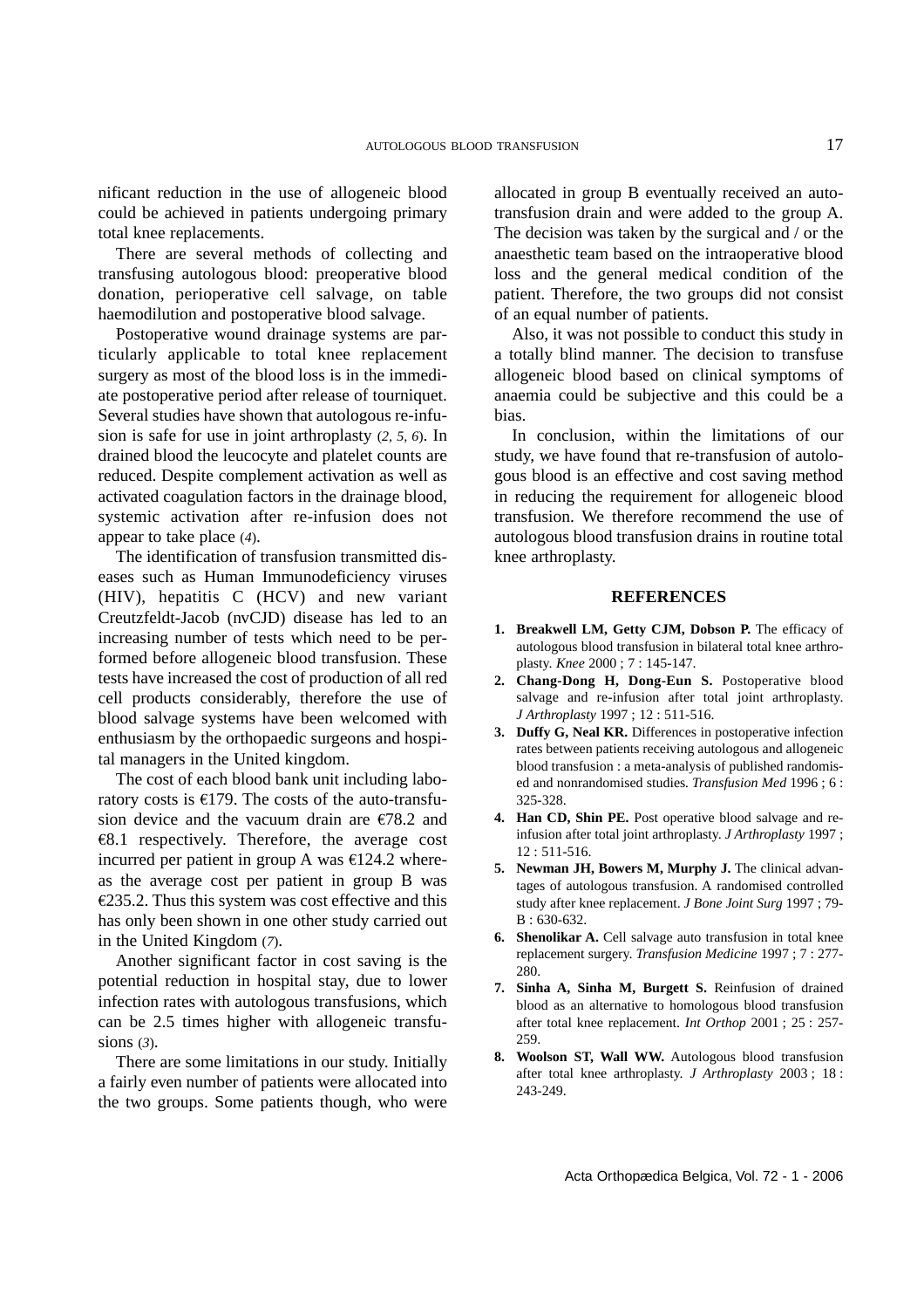nificant reduction in the use of allogeneic blood could be achieved in patients undergoing primary total knee replacements.

There are several methods of collecting and transfusing autologous blood: preoperative blood donation, perioperative cell salvage, on table haemodilution and postoperative blood salvage.

Postoperative wound drainage systems are particularly applicable to total knee replacement surgery as most of the blood loss is in the immediate postoperative period after release of tourniquet. Several studies have shown that autologous re-infusion is safe for use in joint arthroplasty (*2, 5, 6*). In drained blood the leucocyte and platelet counts are reduced. Despite complement activation as well as activated coagulation factors in the drainage blood, systemic activation after re-infusion does not appear to take place (*4*).

The identification of transfusion transmitted diseases such as Human Immunodeficiency viruses (HIV), hepatitis C (HCV) and new variant Creutzfeldt-Jacob (nvCJD) disease has led to an increasing number of tests which need to be performed before allogeneic blood transfusion. These tests have increased the cost of production of all red cell products considerably, therefore the use of blood salvage systems have been welcomed with enthusiasm by the orthopaedic surgeons and hospital managers in the United kingdom.

The cost of each blood bank unit including laboratory costs is €179. The costs of the auto-transfusion device and the vacuum drain are €78.2 and €8.1 respectively. Therefore, the average cost incurred per patient in group A was €124.2 whereas the average cost per patient in group B was €235.2. Thus this system was cost effective and this has only been shown in one other study carried out in the United Kingdom (*7*).

Another significant factor in cost saving is the potential reduction in hospital stay, due to lower infection rates with autologous transfusions, which can be 2.5 times higher with allogeneic transfusions (*3*).

There are some limitations in our study. Initially a fairly even number of patients were allocated into the two groups. Some patients though, who were allocated in group B eventually received an autotransfusion drain and were added to the group A. The decision was taken by the surgical and / or the anaesthetic team based on the intraoperative blood loss and the general medical condition of the patient. Therefore, the two groups did not consist of an equal number of patients.

Also, it was not possible to conduct this study in a totally blind manner. The decision to transfuse allogeneic blood based on clinical symptoms of anaemia could be subjective and this could be a bias.

In conclusion, within the limitations of our study, we have found that re-transfusion of autologous blood is an effective and cost saving method in reducing the requirement for allogeneic blood transfusion. We therefore recommend the use of autologous blood transfusion drains in routine total knee arthroplasty.

## REFERENCES

1. **Breakwell LM, Getty CJM, Dobson P.** The efficacy of autologous blood transfusion in bilateral total knee arthroplasty. *Knee* 2000 ; 7 : 145-147.
2. **Chang-Dong H, Dong-Eun S.** Postoperative blood salvage and re-infusion after total joint arthroplasty. *J Arthroplasty* 1997 ; 12 : 511-516.
3. **Duffy G, Neal KR.** Differences in postoperative infection rates between patients receiving autologous and allogeneic blood transfusion : a meta-analysis of published randomised and nonrandomised studies. *Transfusion Med* 1996 ; 6 : 325-328.
4. **Han CD, Shin PE.** Post operative blood salvage and re-infusion after total joint arthroplasty. *J Arthroplasty* 1997 ; 12 : 511-516.
5. **Newman JH, Bowers M, Murphy J.** The clinical advantages of autologous transfusion. A randomised controlled study after knee replacement. *J Bone Joint Surg* 1997 ; 79-B : 630-632.
6. **Shenolikar A.** Cell salvage auto transfusion in total knee replacement surgery. *Transfusion Medicine* 1997 ; 7 : 277-280.
7. **Sinha A, Sinha M, Burgett S.** Reinfusion of drained blood as an alternative to homologous blood transfusion after total knee replacement. *Int Orthop* 2001 ; 25 : 257-259.
8. **Woolson ST, Wall WW.** Autologous blood transfusion after total knee arthroplasty. *J Arthroplasty* 2003 ; 18 : 243-249.